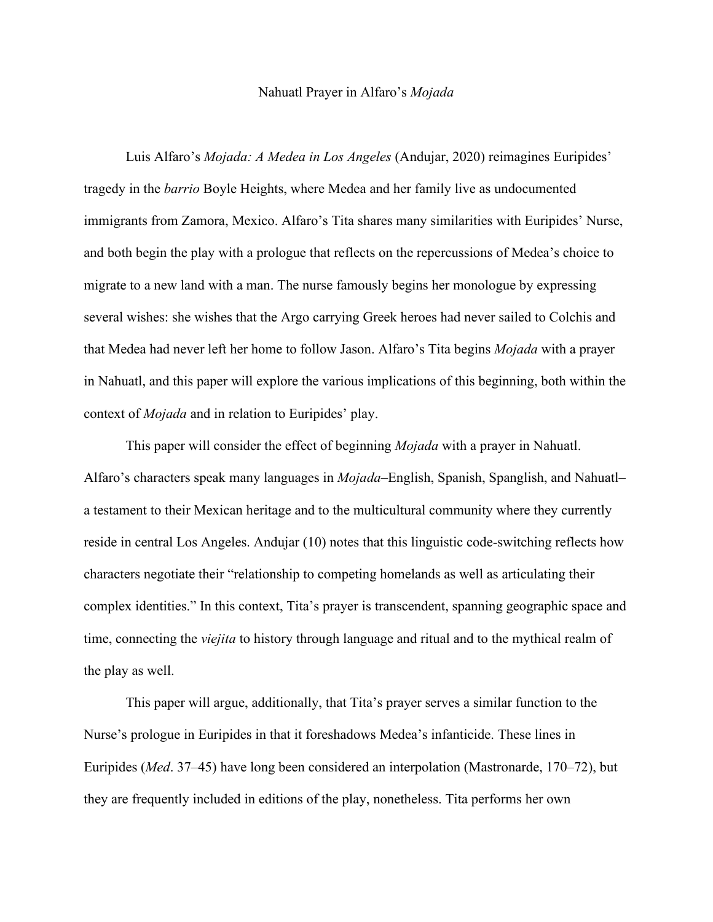# Nahuatl Prayer in Alfaro's *Mojada*

Luis Alfaro's *Mojada: A Medea in Los Angeles* (Andujar, 2020) reimagines Euripides' tragedy in the *barrio* Boyle Heights, where Medea and her family live as undocumented immigrants from Zamora, Mexico. Alfaro's Tita shares many similarities with Euripides' Nurse, and both begin the play with a prologue that reflects on the repercussions of Medea's choice to migrate to a new land with a man. The nurse famously begins her monologue by expressing several wishes: she wishes that the Argo carrying Greek heroes had never sailed to Colchis and that Medea had never left her home to follow Jason. Alfaro's Tita begins *Mojada* with a prayer in Nahuatl, and this paper will explore the various implications of this beginning, both within the context of *Mojada* and in relation to Euripides' play.

This paper will consider the effect of beginning *Mojada* with a prayer in Nahuatl. Alfaro's characters speak many languages in *Mojada*–English, Spanish, Spanglish, and Nahuatl– a testament to their Mexican heritage and to the multicultural community where they currently reside in central Los Angeles. Andujar (10) notes that this linguistic code-switching reflects how characters negotiate their "relationship to competing homelands as well as articulating their complex identities." In this context, Tita's prayer is transcendent, spanning geographic space and time, connecting the *viejita* to history through language and ritual and to the mythical realm of the play as well.

This paper will argue, additionally, that Tita's prayer serves a similar function to the Nurse's prologue in Euripides in that it foreshadows Medea's infanticide. These lines in Euripides (*Med*. 37–45) have long been considered an interpolation (Mastronarde, 170–72), but they are frequently included in editions of the play, nonetheless. Tita performs her own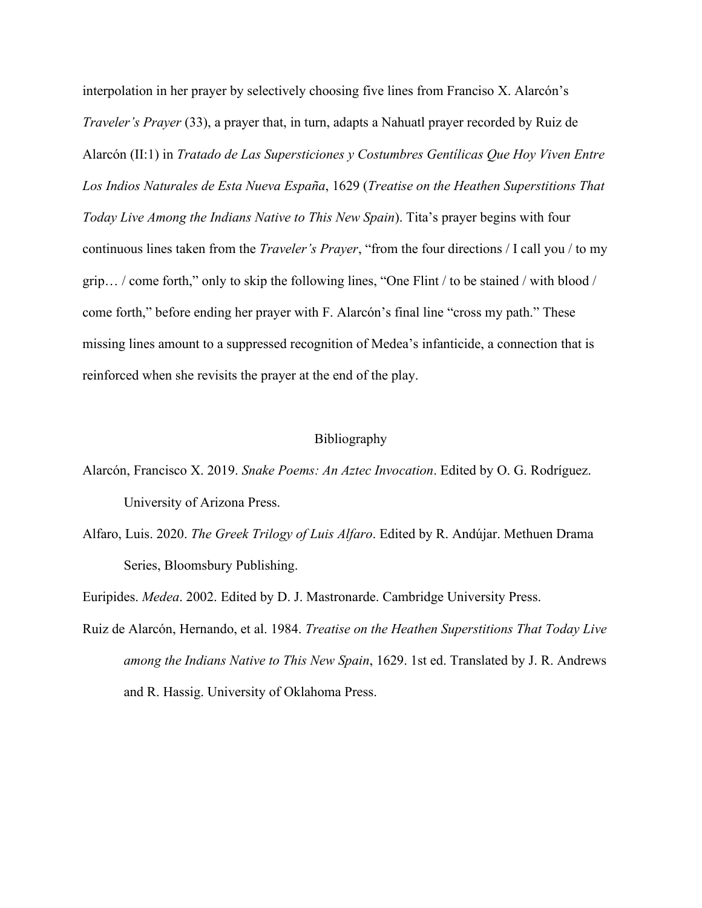interpolation in her prayer by selectively choosing five lines from Franciso X. Alarcón's *Traveler's Prayer* (33), a prayer that, in turn, adapts a Nahuatl prayer recorded by Ruiz de Alarcón (II:1) in *Tratado de Las Supersticiones y Costumbres Gentílicas Que Hoy Viven Entre Los Indios Naturales de Esta Nueva España*, 1629 (*Treatise on the Heathen Superstitions That Today Live Among the Indians Native to This New Spain*). Tita's prayer begins with four continuous lines taken from the *Traveler's Prayer*, "from the four directions / I call you / to my grip… / come forth," only to skip the following lines, "One Flint / to be stained / with blood / come forth," before ending her prayer with F. Alarcón's final line "cross my path." These missing lines amount to a suppressed recognition of Medea's infanticide, a connection that is reinforced when she revisits the prayer at the end of the play.

## Bibliography

Alarcón, Francisco X. 2019. *Snake Poems: An Aztec Invocation*. Edited by O. G. Rodríguez. University of Arizona Press.

Alfaro, Luis. 2020. *The Greek Trilogy of Luis Alfaro*. Edited by R. Andújar. Methuen Drama Series, Bloomsbury Publishing.

Euripides. *Medea*. 2002. Edited by D. J. Mastronarde. Cambridge University Press.

Ruiz de Alarcón, Hernando, et al. 1984. *Treatise on the Heathen Superstitions That Today Live among the Indians Native to This New Spain*, 1629. 1st ed. Translated by J. R. Andrews and R. Hassig. University of Oklahoma Press.